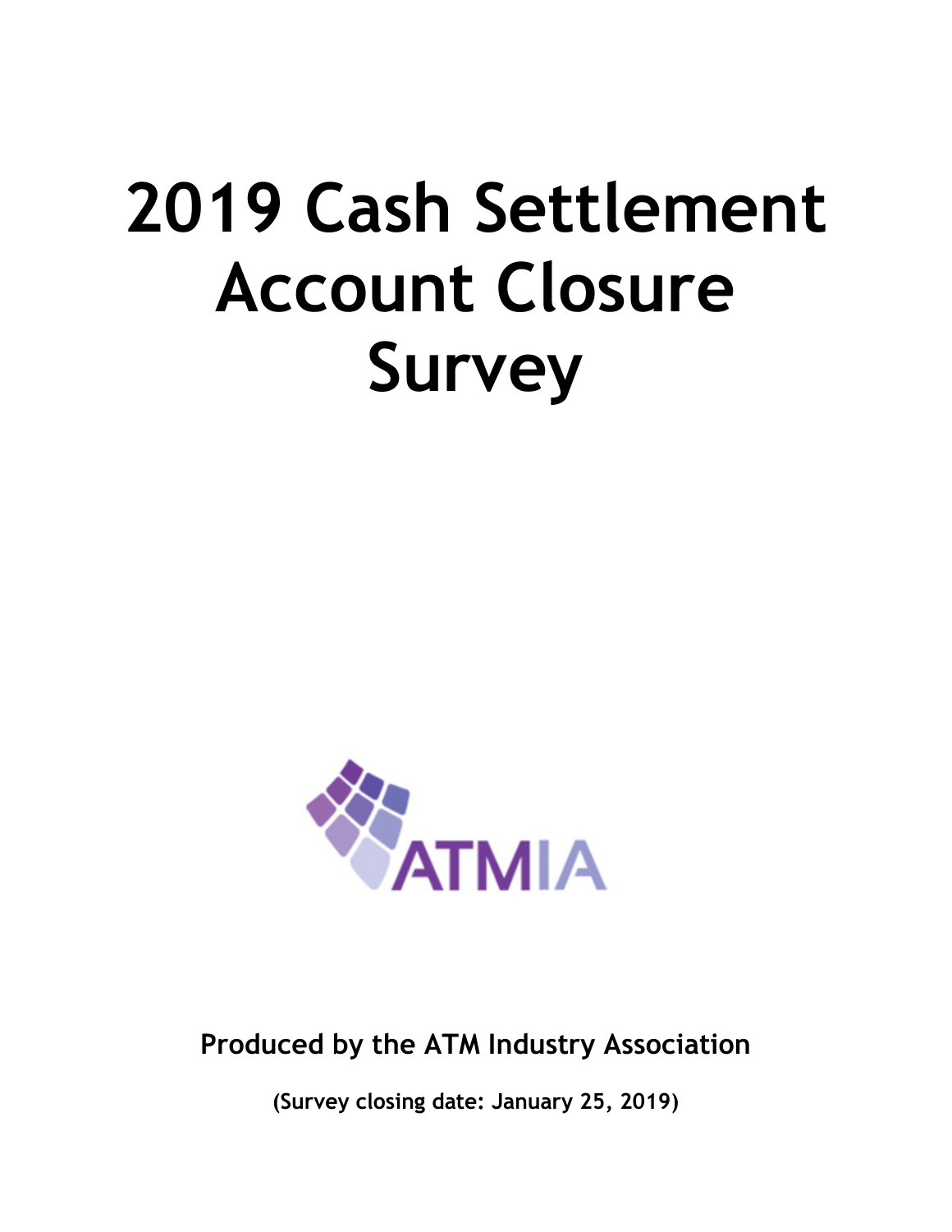# 2019 Cash Settlement Account Closure Survey

**Produced by the ATM Industry Association**

**(Survey closing date: January 25, 2019)**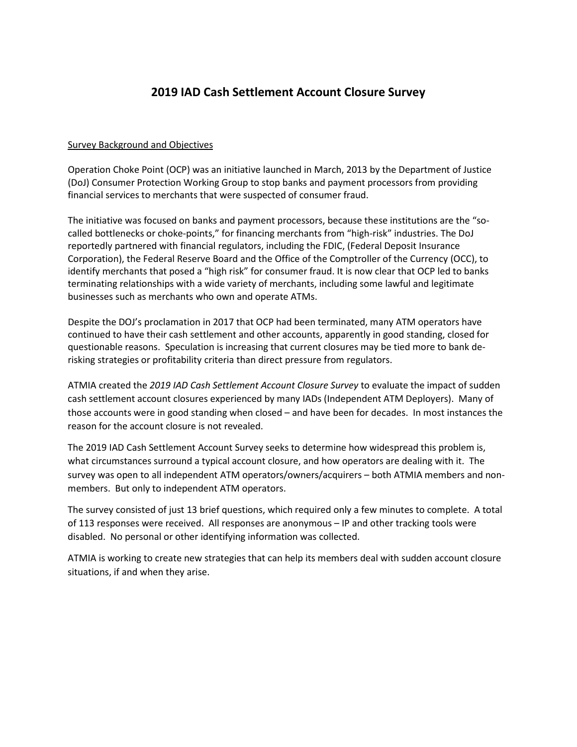# 2019 IAD Cash Settlement Account Closure Survey

<u>Survey Background and Objectives</u>

Operation Choke Point (OCP) was an initiative launched in March, 2013 by the Department of Justice (DoJ) Consumer Protection Working Group to stop banks and payment processors from providing financial services to merchants that were suspected of consumer fraud.

The initiative was focused on banks and payment processors, because these institutions are the "so-called bottlenecks or choke-points," for financing merchants from "high-risk" industries. The DoJ reportedly partnered with financial regulators, including the FDIC, (Federal Deposit Insurance Corporation), the Federal Reserve Board and the Office of the Comptroller of the Currency (OCC), to identify merchants that posed a "high risk" for consumer fraud. It is now clear that OCP led to banks terminating relationships with a wide variety of merchants, including some lawful and legitimate businesses such as merchants who own and operate ATMs.

Despite the DOJ's proclamation in 2017 that OCP had been terminated, many ATM operators have continued to have their cash settlement and other accounts, apparently in good standing, closed for questionable reasons. Speculation is increasing that current closures may be tied more to bank de-risking strategies or profitability criteria than direct pressure from regulators.

ATMIA created the *2019 IAD Cash Settlement Account Closure Survey* to evaluate the impact of sudden cash settlement account closures experienced by many IADs (Independent ATM Deployers). Many of those accounts were in good standing when closed – and have been for decades. In most instances the reason for the account closure is not revealed.

The 2019 IAD Cash Settlement Account Survey seeks to determine how widespread this problem is, what circumstances surround a typical account closure, and how operators are dealing with it. The survey was open to all independent ATM operators/owners/acquirers – both ATMIA members and non-members. But only to independent ATM operators.

The survey consisted of just 13 brief questions, which required only a few minutes to complete. A total of 113 responses were received. All responses are anonymous – IP and other tracking tools were disabled. No personal or other identifying information was collected.

ATMIA is working to create new strategies that can help its members deal with sudden account closure situations, if and when they arise.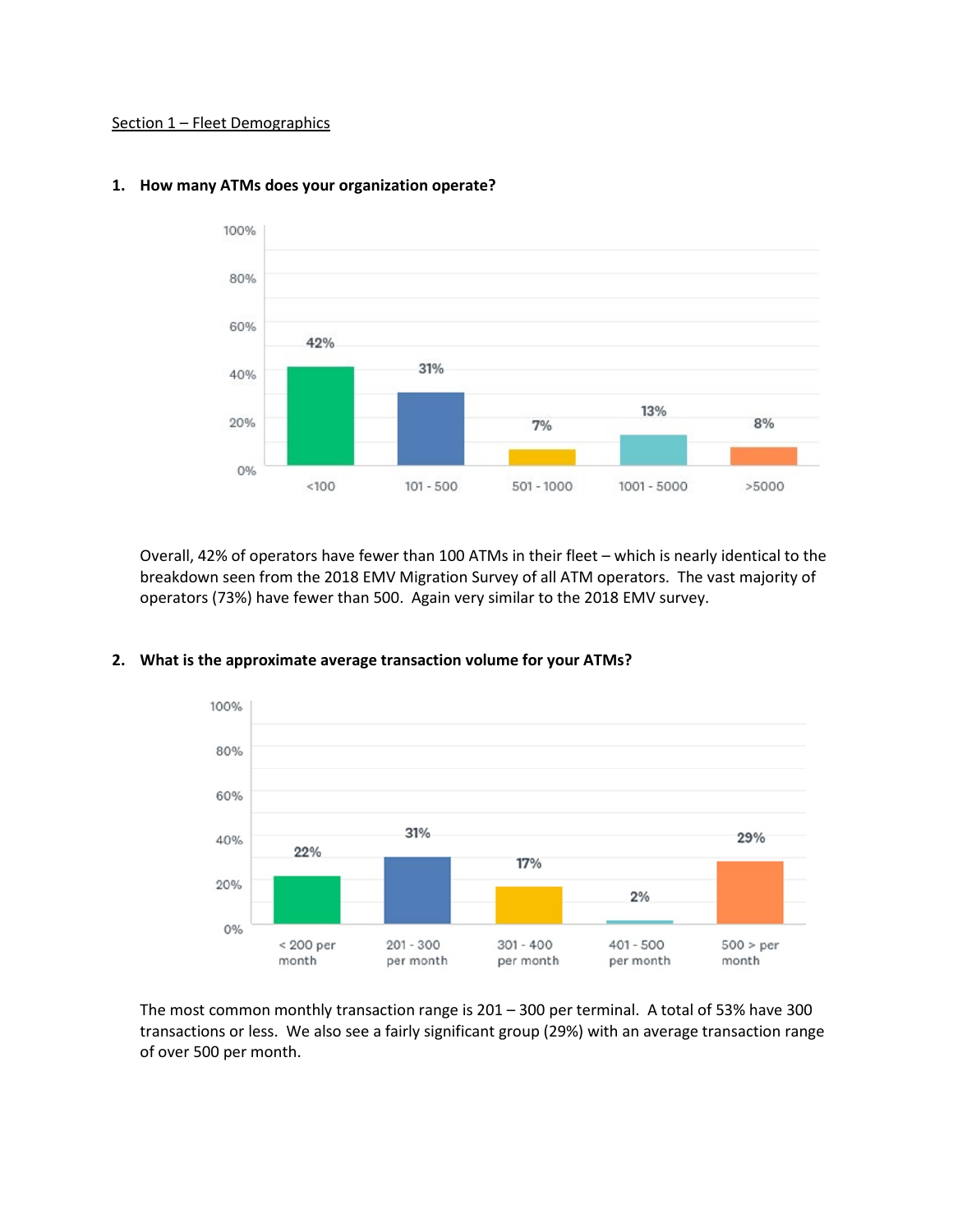Section 1 – Fleet Demographics

**1. How many ATMs does your organization operate?**

| <100 | 101 - 500 | 501 - 1000 | 1001 - 5000 | >5000 |
|---|---|---|---|---|
| 42% | 31% | 7% | 13% | 8% |

Overall, 42% of operators have fewer than 100 ATMs in their fleet – which is nearly identical to the breakdown seen from the 2018 EMV Migration Survey of all ATM operators. The vast majority of operators (73%) have fewer than 500. Again very similar to the 2018 EMV survey.

**2. What is the approximate average transaction volume for your ATMs?**

| < 200 per month | 201 - 300 per month | 301 - 400 per month | 401 - 500 per month | 500 > per month |
|---|---|---|---|---|
| 22% | 31% | 17% | 2% | 29% |

The most common monthly transaction range is 201 – 300 per terminal. A total of 53% have 300 transactions or less. We also see a fairly significant group (29%) with an average transaction range of over 500 per month.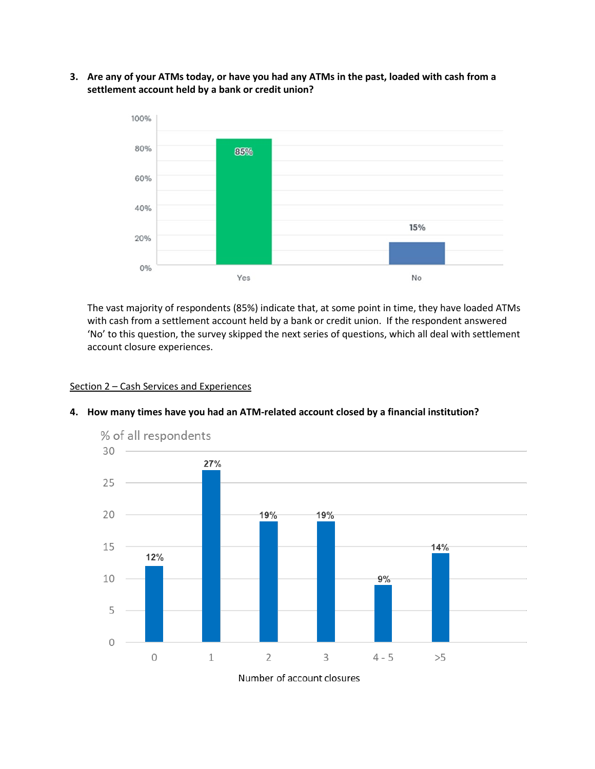**3. Are any of your ATMs today, or have you had any ATMs in the past, loaded with cash from a settlement account held by a bank or credit union?**

| Response | % |
|---|---|
| Yes | 85% |
| No | 15% |

The vast majority of respondents (85%) indicate that, at some point in time, they have loaded ATMs with cash from a settlement account held by a bank or credit union. If the respondent answered 'No' to this question, the survey skipped the next series of questions, which all deal with settlement account closure experiences.

<u>Section 2 – Cash Services and Experiences</u>

**4. How many times have you had an ATM-related account closed by a financial institution?**

% of all respondents

| Number of account closures | % of all respondents |
|---|---|
| 0 | 12% |
| 1 | 27% |
| 2 | 19% |
| 3 | 19% |
| 4 - 5 | 9% |
| >5 | 14% |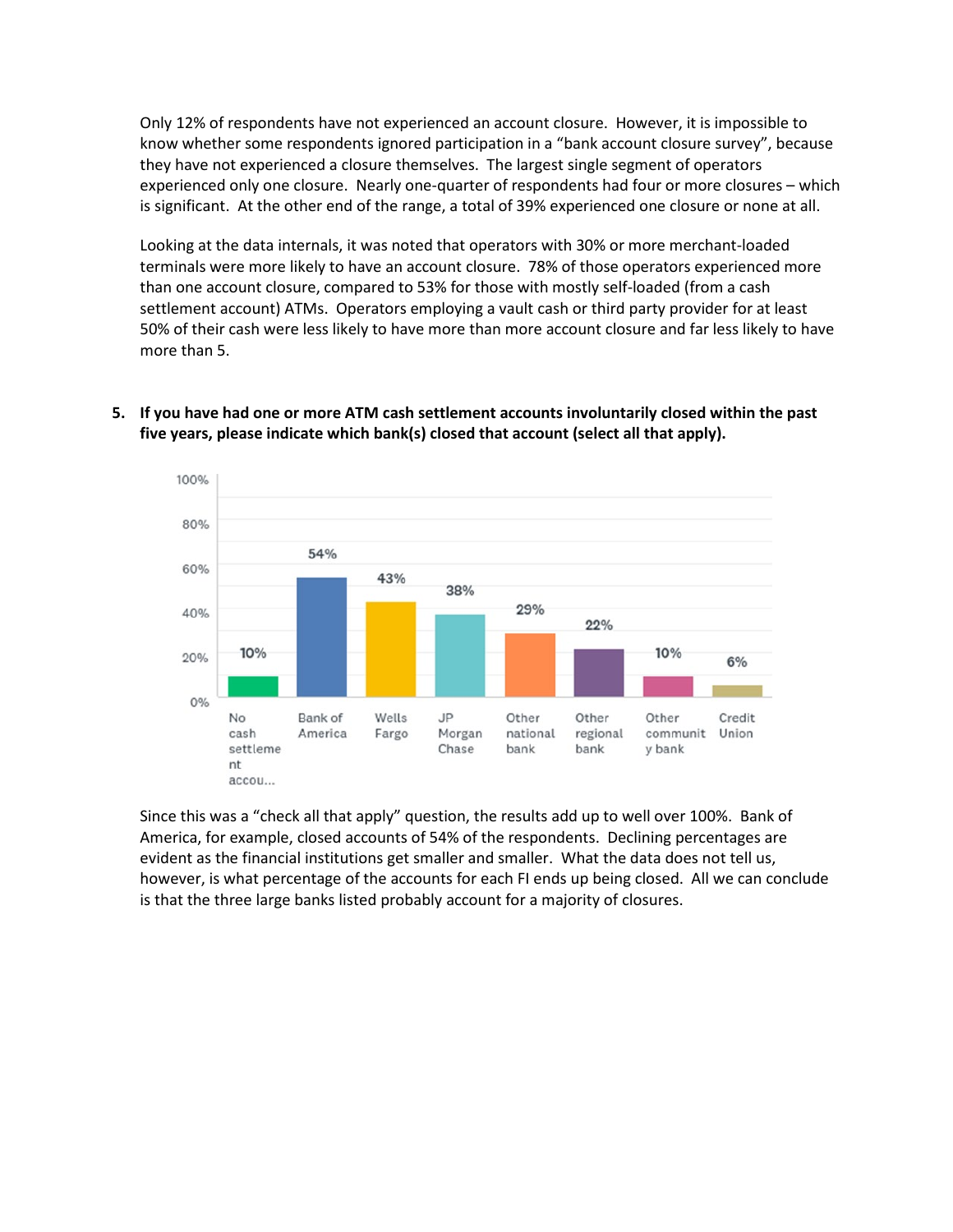Only 12% of respondents have not experienced an account closure. However, it is impossible to know whether some respondents ignored participation in a "bank account closure survey", because they have not experienced a closure themselves. The largest single segment of operators experienced only one closure. Nearly one-quarter of respondents had four or more closures – which is significant. At the other end of the range, a total of 39% experienced one closure or none at all.

Looking at the data internals, it was noted that operators with 30% or more merchant-loaded terminals were more likely to have an account closure. 78% of those operators experienced more than one account closure, compared to 53% for those with mostly self-loaded (from a cash settlement account) ATMs. Operators employing a vault cash or third party provider for at least 50% of their cash were less likely to have more than more account closure and far less likely to have more than 5.

**5. If you have had one or more ATM cash settlement accounts involuntarily closed within the past five years, please indicate which bank(s) closed that account (select all that apply).**

| No cash settlement accou... | Bank of America | Wells Fargo | JP Morgan Chase | Other national bank | Other regional bank | Other community bank | Credit Union |
|---|---|---|---|---|---|---|---|
| 10% | 54% | 43% | 38% | 29% | 22% | 10% | 6% |

Since this was a "check all that apply" question, the results add up to well over 100%. Bank of America, for example, closed accounts of 54% of the respondents. Declining percentages are evident as the financial institutions get smaller and smaller. What the data does not tell us, however, is what percentage of the accounts for each FI ends up being closed. All we can conclude is that the three large banks listed probably account for a majority of closures.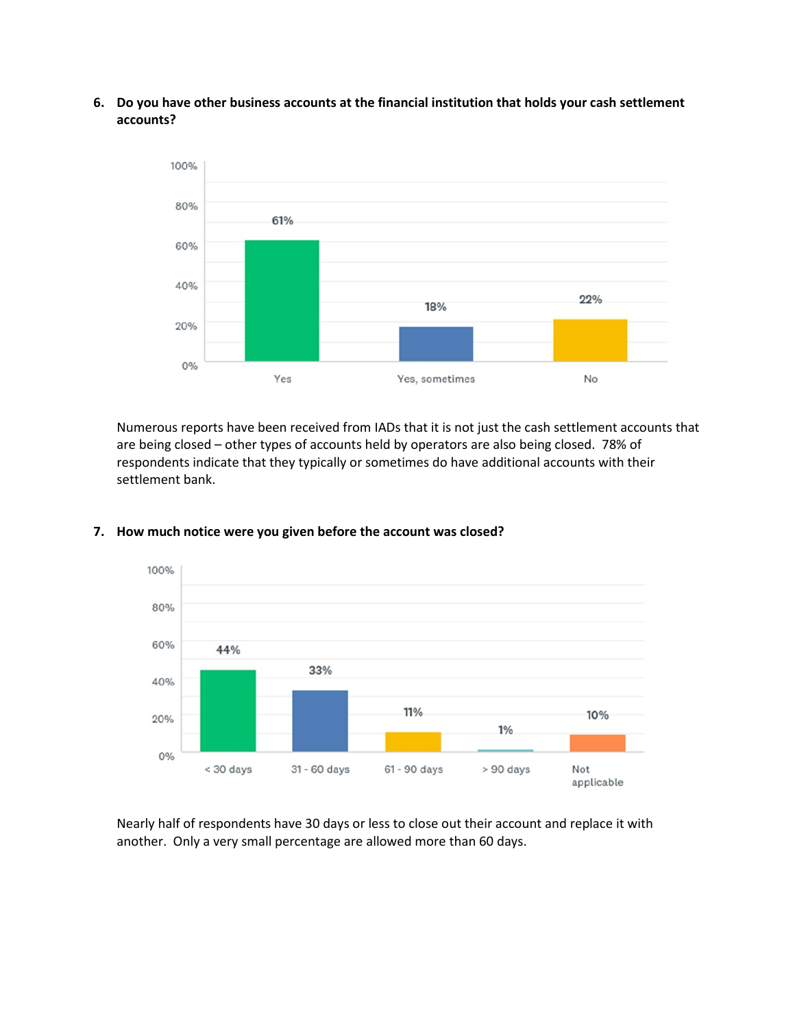6. **Do you have other business accounts at the financial institution that holds your cash settlement accounts?**

| Response | Percentage |
|---|---|
| Yes | 61% |
| Yes, sometimes | 18% |
| No | 22% |

Numerous reports have been received from IADs that it is not just the cash settlement accounts that are being closed – other types of accounts held by operators are also being closed. 78% of respondents indicate that they typically or sometimes do have additional accounts with their settlement bank.

7. **How much notice were you given before the account was closed?**

| Response | Percentage |
|---|---|
| < 30 days | 44% |
| 31 - 60 days | 33% |
| 61 - 90 days | 11% |
| > 90 days | 1% |
| Not applicable | 10% |

Nearly half of respondents have 30 days or less to close out their account and replace it with another. Only a very small percentage are allowed more than 60 days.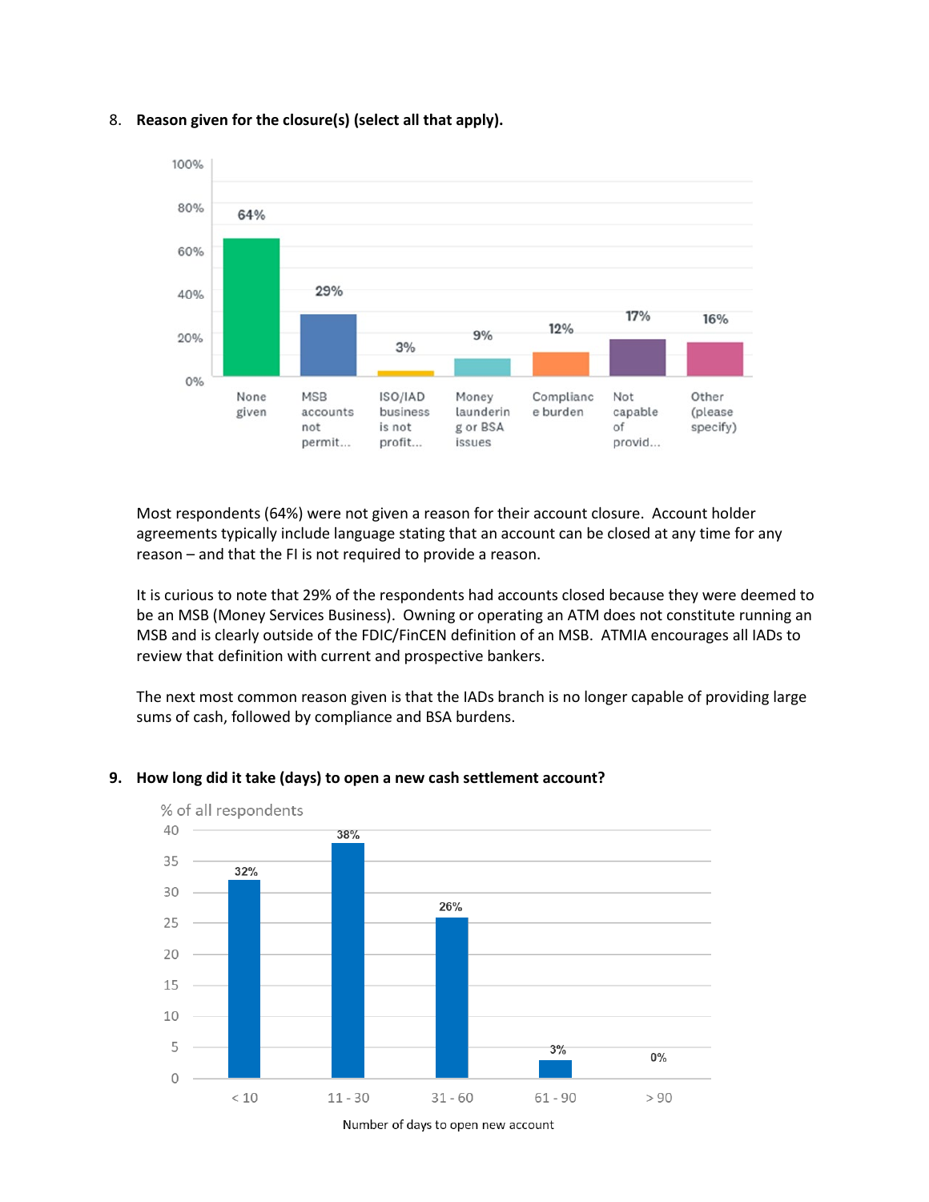8. **Reason given for the closure(s) (select all that apply).**

| Reason | % |
|---|---|
| None given | 64% |
| MSB accounts not permit... | 29% |
| ISO/IAD business is not profit... | 3% |
| Money laundering or BSA issues | 9% |
| Compliance burden | 12% |
| Not capable of provid... | 17% |
| Other (please specify) | 16% |

Most respondents (64%) were not given a reason for their account closure. Account holder agreements typically include language stating that an account can be closed at any time for any reason – and that the FI is not required to provide a reason.

It is curious to note that 29% of the respondents had accounts closed because they were deemed to be an MSB (Money Services Business). Owning or operating an ATM does not constitute running an MSB and is clearly outside of the FDIC/FinCEN definition of an MSB. ATMIA encourages all IADs to review that definition with current and prospective bankers.

The next most common reason given is that the IADs branch is no longer capable of providing large sums of cash, followed by compliance and BSA burdens.

9. **How long did it take (days) to open a new cash settlement account?**

| Number of days to open new account | % of all respondents |
|---|---|
| < 10 | 32% |
| 11 - 30 | 38% |
| 31 - 60 | 26% |
| 61 - 90 | 3% |
| > 90 | 0% |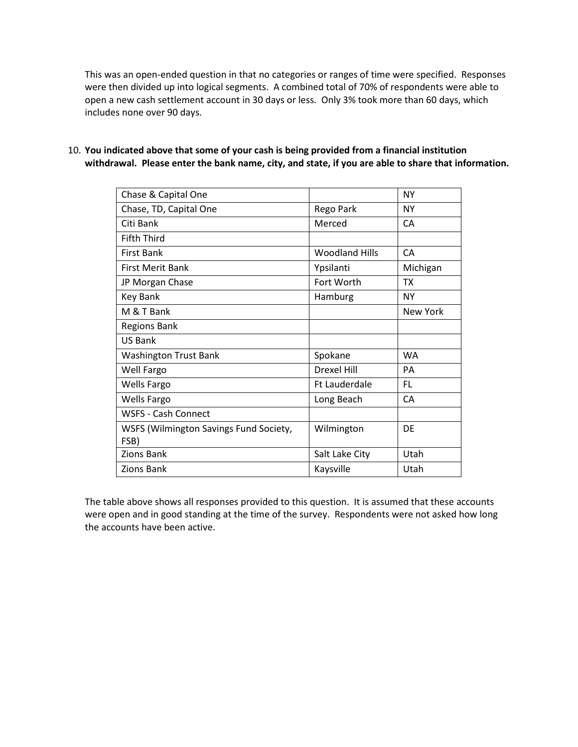This was an open-ended question in that no categories or ranges of time were specified. Responses were then divided up into logical segments. A combined total of 70% of respondents were able to open a new cash settlement account in 30 days or less. Only 3% took more than 60 days, which includes none over 90 days.

10. **You indicated above that some of your cash is being provided from a financial institution withdrawal. Please enter the bank name, city, and state, if you are able to share that information.**

| | | |
|---|---|---|
| Chase & Capital One | | NY |
| Chase, TD, Capital One | Rego Park | NY |
| Citi Bank | Merced | CA |
| Fifth Third | | |
| First Bank | Woodland Hills | CA |
| First Merit Bank | Ypsilanti | Michigan |
| JP Morgan Chase | Fort Worth | TX |
| Key Bank | Hamburg | NY |
| M & T Bank | | New York |
| Regions Bank | | |
| US Bank | | |
| Washington Trust Bank | Spokane | WA |
| Well Fargo | Drexel Hill | PA |
| Wells Fargo | Ft Lauderdale | FL |
| Wells Fargo | Long Beach | CA |
| WSFS - Cash Connect | | |
| WSFS (Wilmington Savings Fund Society, FSB) | Wilmington | DE |
| Zions Bank | Salt Lake City | Utah |
| Zions Bank | Kaysville | Utah |

The table above shows all responses provided to this question. It is assumed that these accounts were open and in good standing at the time of the survey. Respondents were not asked how long the accounts have been active.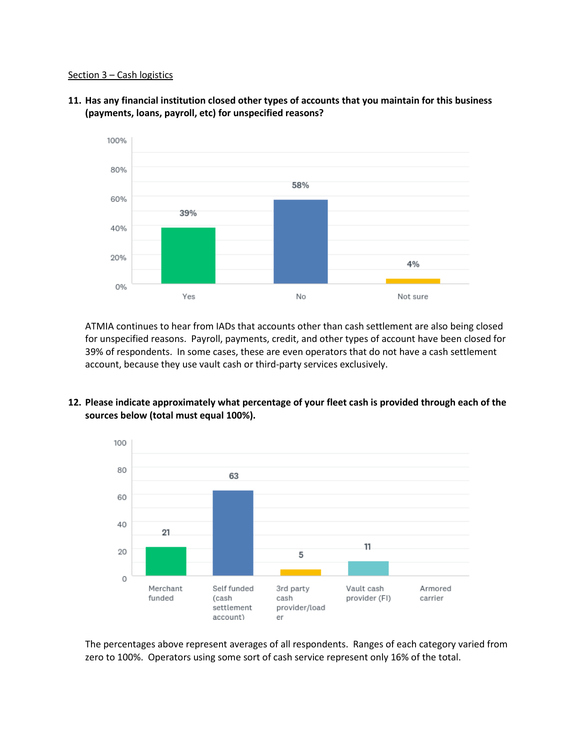Section 3 – Cash logistics

**11. Has any financial institution closed other types of accounts that you maintain for this business (payments, loans, payroll, etc) for unspecified reasons?**

| Response | Percentage |
|---|---|
| Yes | 39% |
| No | 58% |
| Not sure | 4% |

ATMIA continues to hear from IADs that accounts other than cash settlement are also being closed for unspecified reasons. Payroll, payments, credit, and other types of account have been closed for 39% of respondents. In some cases, these are even operators that do not have a cash settlement account, because they use vault cash or third-party services exclusively.

**12. Please indicate approximately what percentage of your fleet cash is provided through each of the sources below (total must equal 100%).**

| Source | Percentage |
|---|---|
| Merchant funded | 21 |
| Self funded (cash settlement account) | 63 |
| 3rd party cash provider/loader | 5 |
| Vault cash provider (FI) | 11 |
| Armored carrier | |

The percentages above represent averages of all respondents. Ranges of each category varied from zero to 100%. Operators using some sort of cash service represent only 16% of the total.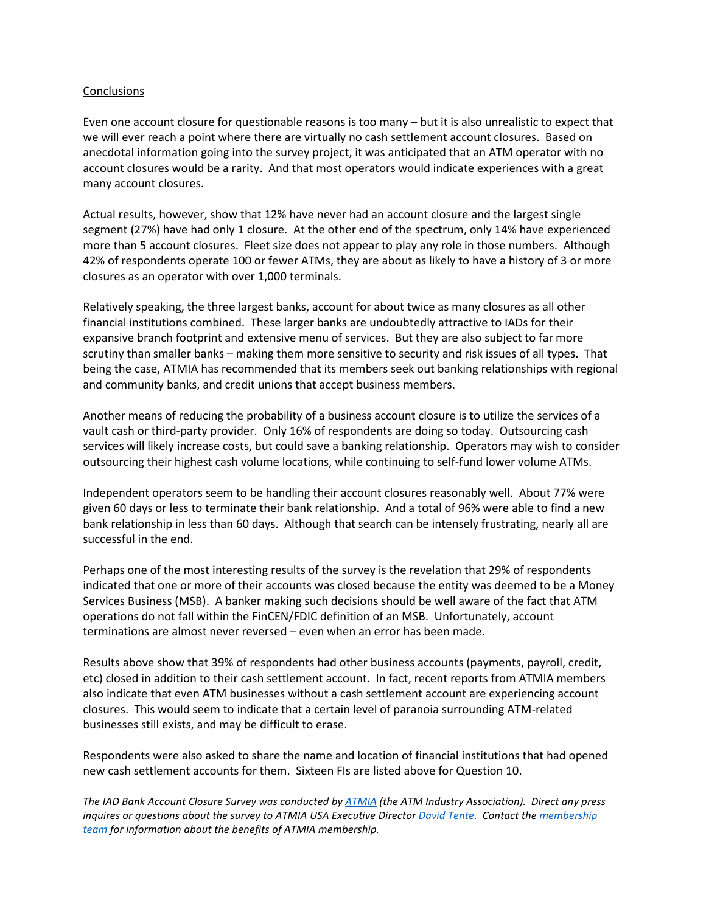Conclusions

Even one account closure for questionable reasons is too many – but it is also unrealistic to expect that we will ever reach a point where there are virtually no cash settlement account closures. Based on anecdotal information going into the survey project, it was anticipated that an ATM operator with no account closures would be a rarity. And that most operators would indicate experiences with a great many account closures.

Actual results, however, show that 12% have never had an account closure and the largest single segment (27%) have had only 1 closure. At the other end of the spectrum, only 14% have experienced more than 5 account closures. Fleet size does not appear to play any role in those numbers. Although 42% of respondents operate 100 or fewer ATMs, they are about as likely to have a history of 3 or more closures as an operator with over 1,000 terminals.

Relatively speaking, the three largest banks, account for about twice as many closures as all other financial institutions combined. These larger banks are undoubtedly attractive to IADs for their expansive branch footprint and extensive menu of services. But they are also subject to far more scrutiny than smaller banks – making them more sensitive to security and risk issues of all types. That being the case, ATMIA has recommended that its members seek out banking relationships with regional and community banks, and credit unions that accept business members.

Another means of reducing the probability of a business account closure is to utilize the services of a vault cash or third-party provider. Only 16% of respondents are doing so today. Outsourcing cash services will likely increase costs, but could save a banking relationship. Operators may wish to consider outsourcing their highest cash volume locations, while continuing to self-fund lower volume ATMs.

Independent operators seem to be handling their account closures reasonably well. About 77% were given 60 days or less to terminate their bank relationship. And a total of 96% were able to find a new bank relationship in less than 60 days. Although that search can be intensely frustrating, nearly all are successful in the end.

Perhaps one of the most interesting results of the survey is the revelation that 29% of respondents indicated that one or more of their accounts was closed because the entity was deemed to be a Money Services Business (MSB). A banker making such decisions should be well aware of the fact that ATM operations do not fall within the FinCEN/FDIC definition of an MSB. Unfortunately, account terminations are almost never reversed – even when an error has been made.

Results above show that 39% of respondents had other business accounts (payments, payroll, credit, etc) closed in addition to their cash settlement account. In fact, recent reports from ATMIA members also indicate that even ATM businesses without a cash settlement account are experiencing account closures. This would seem to indicate that a certain level of paranoia surrounding ATM-related businesses still exists, and may be difficult to erase.

Respondents were also asked to share the name and location of financial institutions that had opened new cash settlement accounts for them. Sixteen FIs are listed above for Question 10.

*The IAD Bank Account Closure Survey was conducted by ATMIA (the ATM Industry Association). Direct any press inquires or questions about the survey to ATMIA USA Executive Director David Tente. Contact the membership team for information about the benefits of ATMIA membership.*